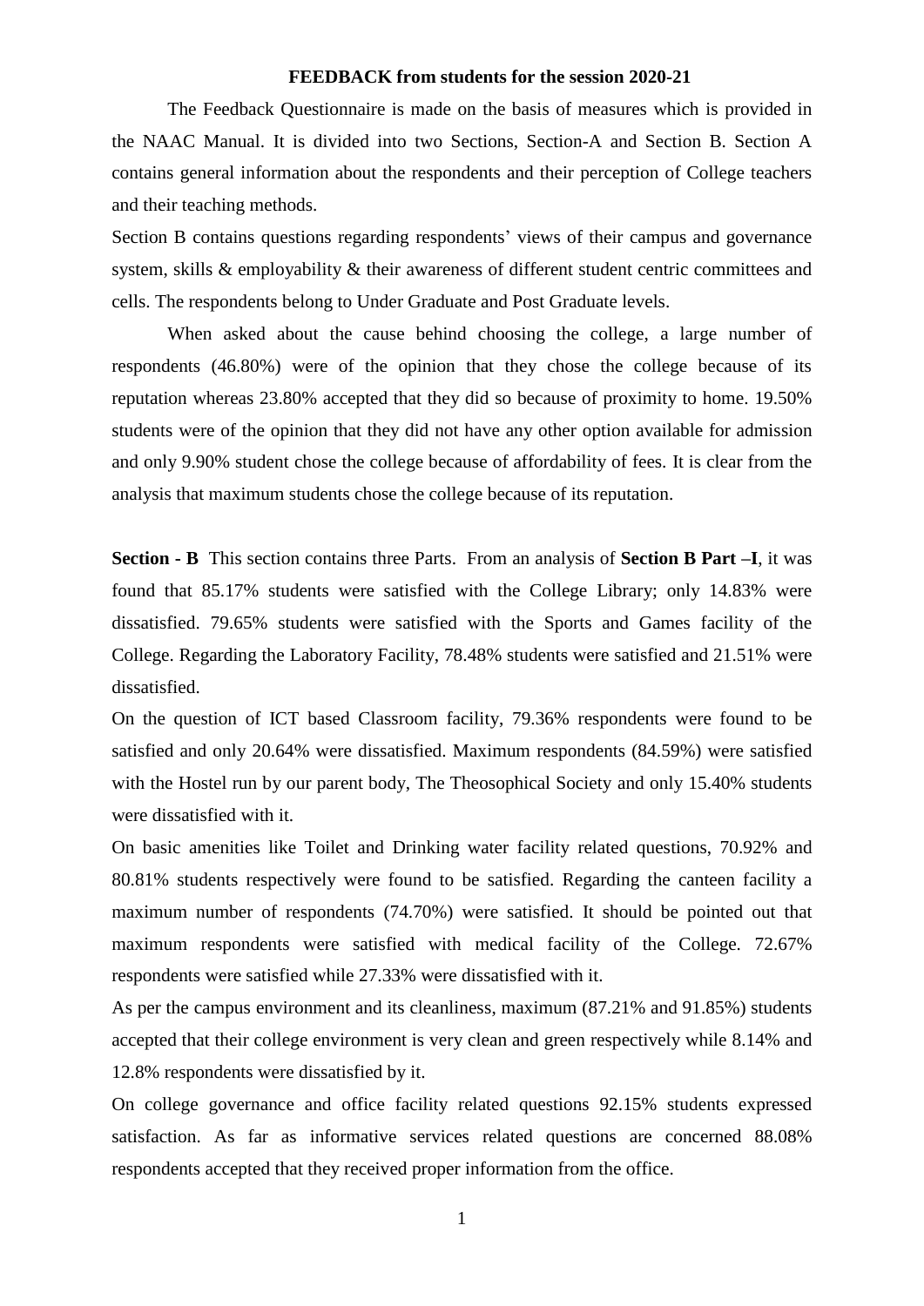## FEEDBACK from students for the session 2020-21

The Feedback Questionnaire is made on the basis of measures which is provided in the NAAC Manual. It is divided into two Sections, Section-A and Section B. Section A contains general information about the respondents and their perception of College teachers and their teaching methods.

Section B contains questions regarding respondents' views of their campus and governance system, skills & employability & their awareness of different student centric committees and cells. The respondents belong to Under Graduate and Post Graduate levels.

When asked about the cause behind choosing the college, a large number of respondents (46.80%) were of the opinion that they chose the college because of its reputation whereas 23.80% accepted that they did so because of proximity to home. 19.50% students were of the opinion that they did not have any other option available for admission and only 9.90% student chose the college because of affordability of fees. It is clear from the analysis that maximum students chose the college because of its reputation.

**Section - B** This section contains three Parts. From an analysis of **Section B Part –I**, it was found that 85.17% students were satisfied with the College Library; only 14.83% were dissatisfied. 79.65% students were satisfied with the Sports and Games facility of the College. Regarding the Laboratory Facility, 78.48% students were satisfied and 21.51% were dissatisfied.

On the question of ICT based Classroom facility, 79.36% respondents were found to be satisfied and only 20.64% were dissatisfied. Maximum respondents (84.59%) were satisfied with the Hostel run by our parent body, The Theosophical Society and only 15.40% students were dissatisfied with it.

On basic amenities like Toilet and Drinking water facility related questions, 70.92% and 80.81% students respectively were found to be satisfied. Regarding the canteen facility a maximum number of respondents (74.70%) were satisfied. It should be pointed out that maximum respondents were satisfied with medical facility of the College. 72.67% respondents were satisfied while 27.33% were dissatisfied with it.

As per the campus environment and its cleanliness, maximum (87.21% and 91.85%) students accepted that their college environment is very clean and green respectively while 8.14% and 12.8% respondents were dissatisfied by it.

On college governance and office facility related questions 92.15% students expressed satisfaction. As far as informative services related questions are concerned 88.08% respondents accepted that they received proper information from the office.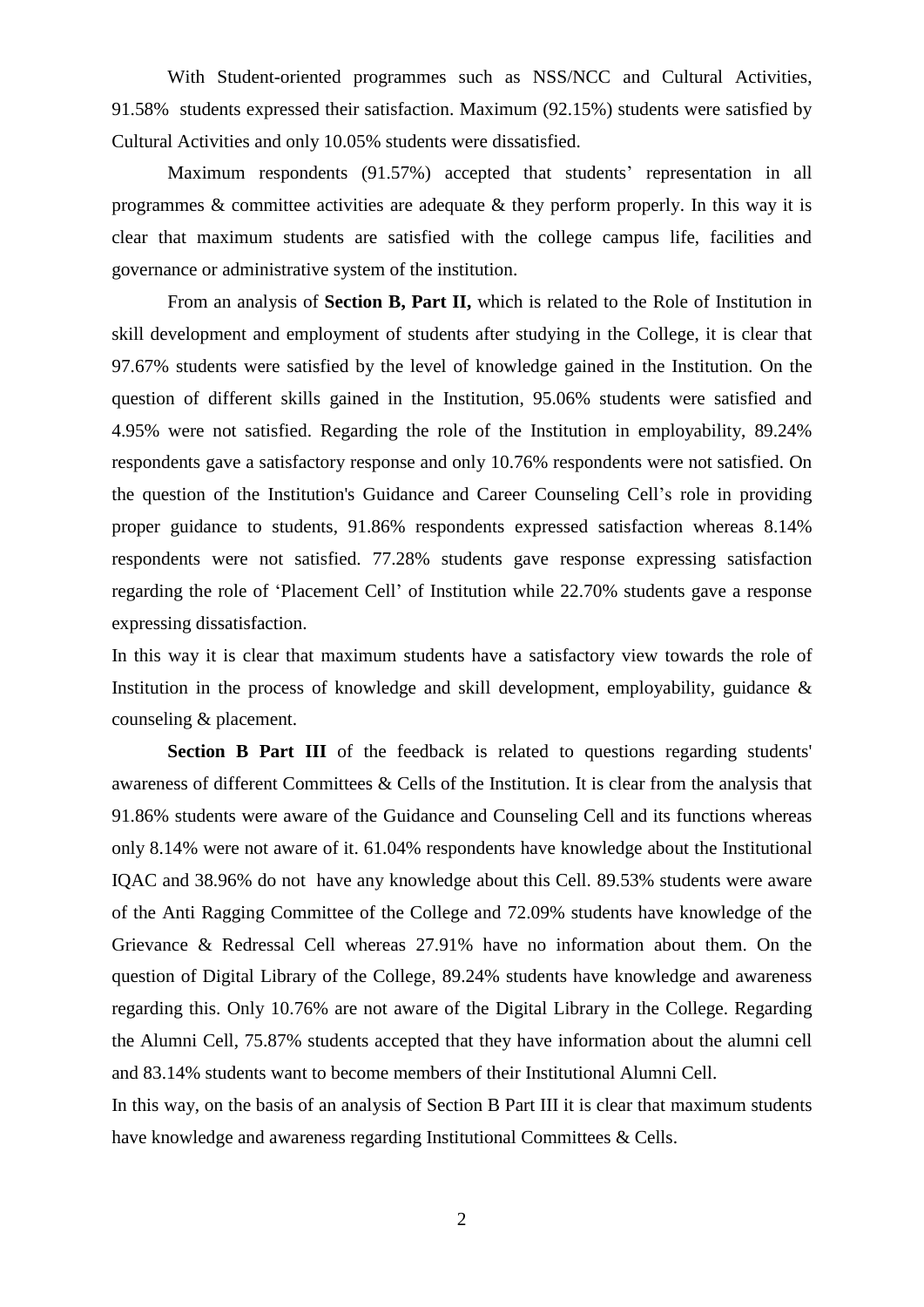With Student-oriented programmes such as NSS/NCC and Cultural Activities, 91.58% students expressed their satisfaction. Maximum (92.15%) students were satisfied by Cultural Activities and only 10.05% students were dissatisfied.

Maximum respondents (91.57%) accepted that students' representation in all programmes & committee activities are adequate & they perform properly. In this way it is clear that maximum students are satisfied with the college campus life, facilities and governance or administrative system of the institution.

From an analysis of **Section B, Part II,** which is related to the Role of Institution in skill development and employment of students after studying in the College, it is clear that 97.67% students were satisfied by the level of knowledge gained in the Institution. On the question of different skills gained in the Institution, 95.06% students were satisfied and 4.95% were not satisfied. Regarding the role of the Institution in employability, 89.24% respondents gave a satisfactory response and only 10.76% respondents were not satisfied. On the question of the Institution's Guidance and Career Counseling Cell's role in providing proper guidance to students, 91.86% respondents expressed satisfaction whereas 8.14% respondents were not satisfied. 77.28% students gave response expressing satisfaction regarding the role of 'Placement Cell' of Institution while 22.70% students gave a response expressing dissatisfaction.

In this way it is clear that maximum students have a satisfactory view towards the role of Institution in the process of knowledge and skill development, employability, guidance & counseling & placement.

**Section B Part III** of the feedback is related to questions regarding students' awareness of different Committees & Cells of the Institution. It is clear from the analysis that 91.86% students were aware of the Guidance and Counseling Cell and its functions whereas only 8.14% were not aware of it. 61.04% respondents have knowledge about the Institutional IQAC and 38.96% do not have any knowledge about this Cell. 89.53% students were aware of the Anti Ragging Committee of the College and 72.09% students have knowledge of the Grievance & Redressal Cell whereas 27.91% have no information about them. On the question of Digital Library of the College, 89.24% students have knowledge and awareness regarding this. Only 10.76% are not aware of the Digital Library in the College. Regarding the Alumni Cell, 75.87% students accepted that they have information about the alumni cell and 83.14% students want to become members of their Institutional Alumni Cell.

In this way, on the basis of an analysis of Section B Part III it is clear that maximum students have knowledge and awareness regarding Institutional Committees & Cells.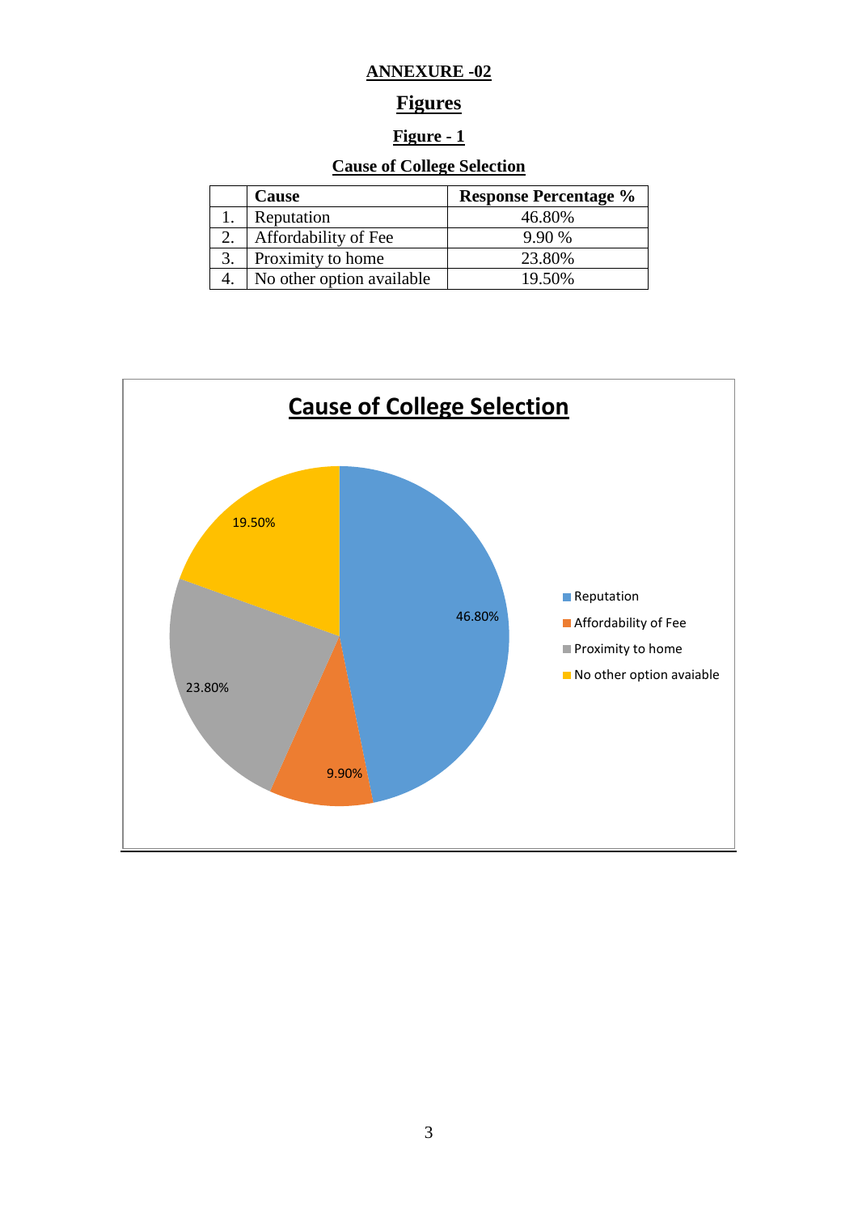**ANNEXURE -02**

## Figures

### Figure - 1

### Cause of College Selection

| | Cause | Response Percentage % |
|---|---|---|
| 1. | Reputation | 46.80% |
| 2. | Affordability of Fee | 9.90 % |
| 3. | Proximity to home | 23.80% |
| 4. | No other option available | 19.50% |

**Cause of College Selection**

19.50%

46.80%

23.80%

9.90%

Reputation

Affordability of Fee

Proximity to home

No other option avaiable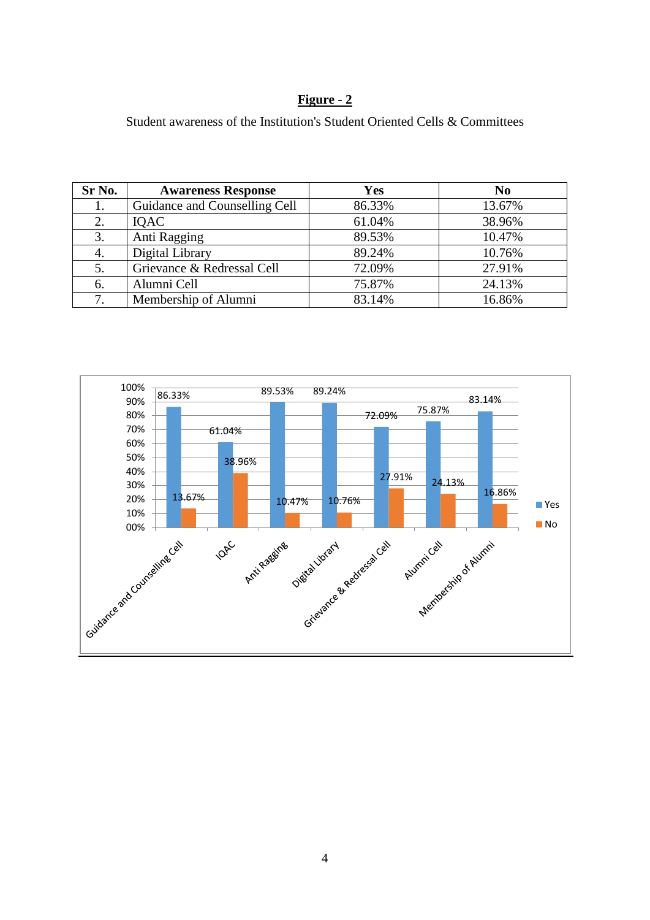**Figure - 2**

Student awareness of the Institution's Student Oriented Cells & Committees

| Sr No. | Awareness Response | Yes | No |
|---|---|---|---|
| 1. | Guidance and Counselling Cell | 86.33% | 13.67% |
| 2. | IQAC | 61.04% | 38.96% |
| 3. | Anti Ragging | 89.53% | 10.47% |
| 4. | Digital Library | 89.24% | 10.76% |
| 5. | Grievance & Redressal Cell | 72.09% | 27.91% |
| 6. | Alumni Cell | 75.87% | 24.13% |
| 7. | Membership of Alumni | 83.14% | 16.86% |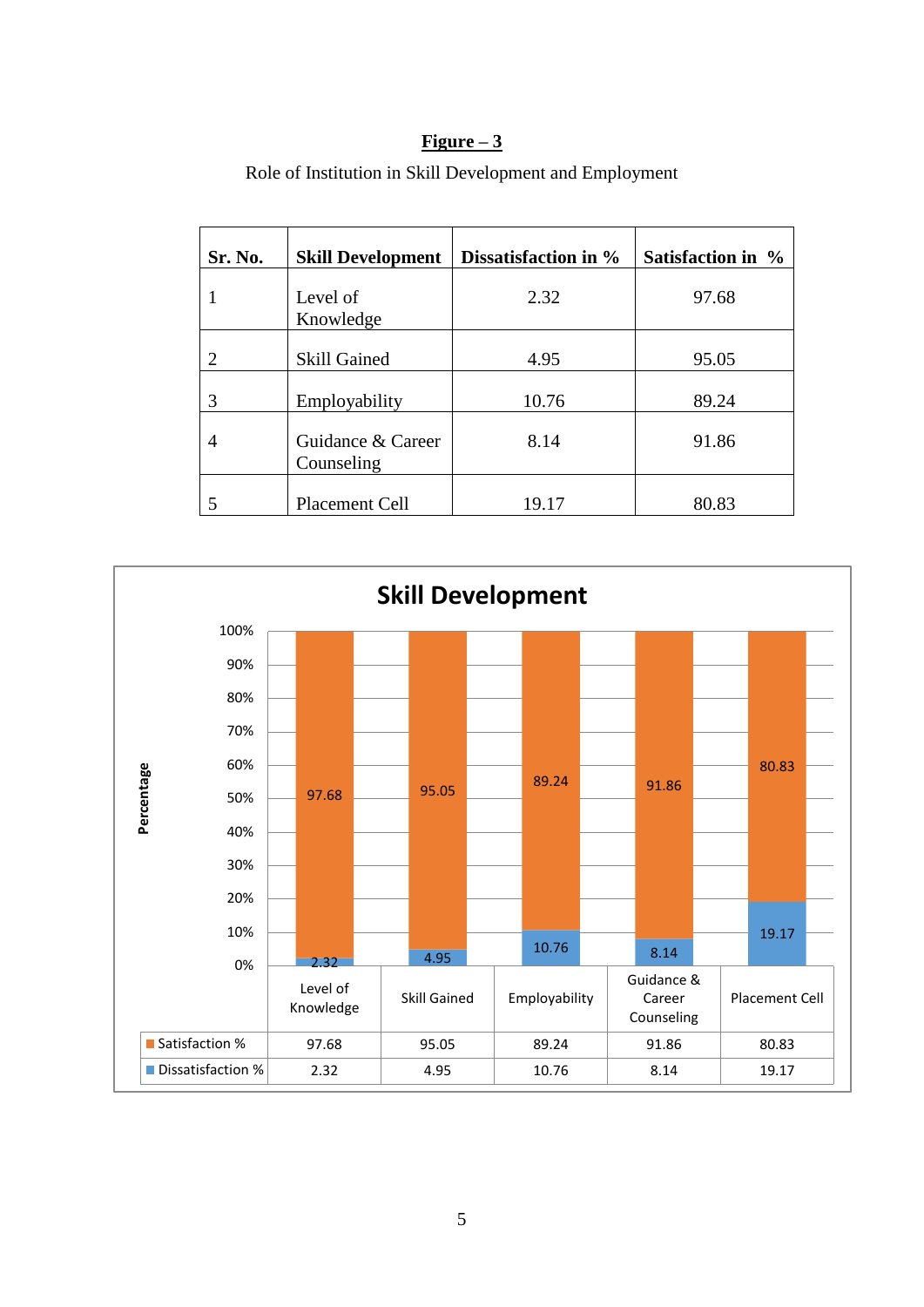**Figure – 3**

Role of Institution in Skill Development and Employment

| Sr. No. | Skill Development | Dissatisfaction in % | Satisfaction in % |
|---|---|---|---|
| 1 | Level of Knowledge | 2.32 | 97.68 |
| 2 | Skill Gained | 4.95 | 95.05 |
| 3 | Employability | 10.76 | 89.24 |
| 4 | Guidance & Career Counseling | 8.14 | 91.86 |
| 5 | Placement Cell | 19.17 | 80.83 |

**Skill Development**

| | Level of Knowledge | Skill Gained | Employability | Guidance & Career Counseling | Placement Cell |
|---|---|---|---|---|---|
| Satisfaction % | 97.68 | 95.05 | 89.24 | 91.86 | 80.83 |
| Dissatisfaction % | 2.32 | 4.95 | 10.76 | 8.14 | 19.17 |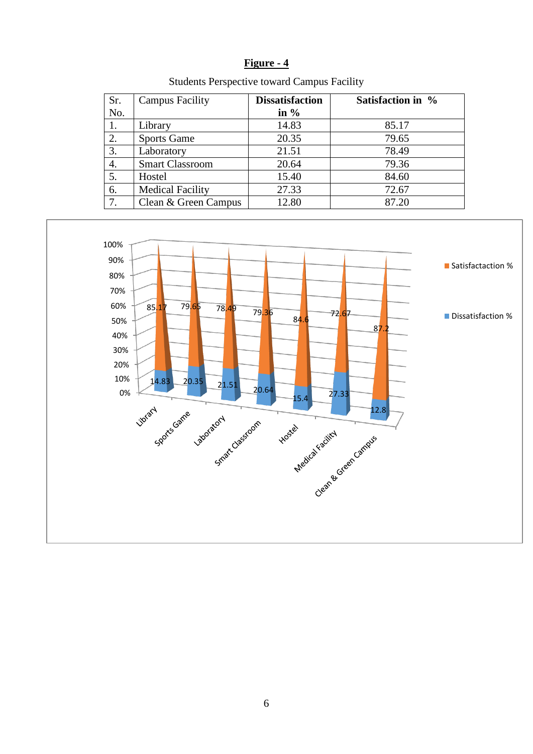**Figure - 4**

Students Perspective toward Campus Facility

| Sr. No. | Campus Facility | **Dissatisfaction in %** | **Satisfaction in %** |
|---|---|---|---|
| 1. | Library | 14.83 | 85.17 |
| 2. | Sports Game | 20.35 | 79.65 |
| 3. | Laboratory | 21.51 | 78.49 |
| 4. | Smart Classroom | 20.64 | 79.36 |
| 5. | Hostel | 15.40 | 84.60 |
| 6. | Medical Facility | 27.33 | 72.67 |
| 7. | Clean & Green Campus | 12.80 | 87.20 |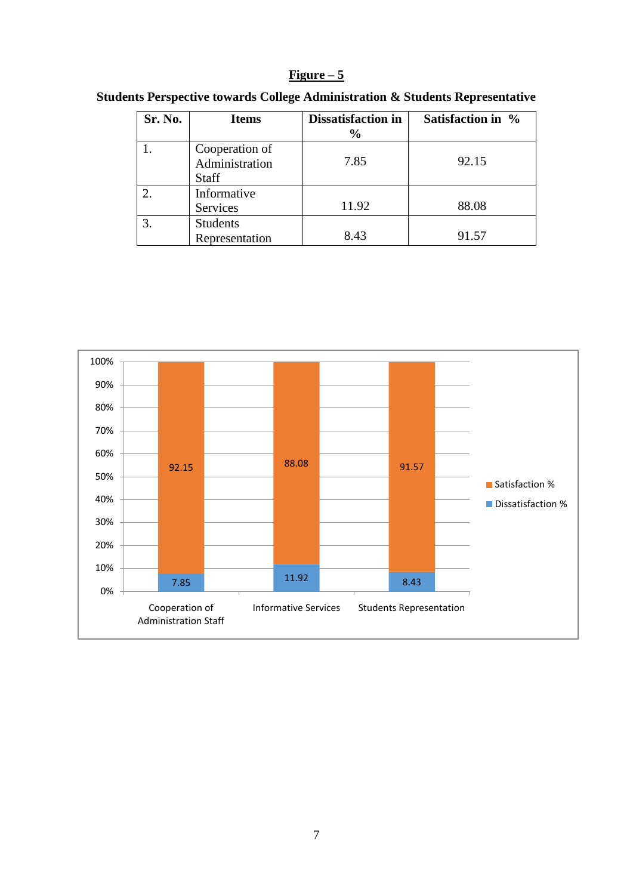**Figure – 5**

**Students Perspective towards College Administration & Students Representative**

| Sr. No. | Items | Dissatisfaction in % | Satisfaction in % |
|---|---|---|---|
| 1. | Cooperation of Administration Staff | 7.85 | 92.15 |
| 2. | Informative Services | 11.92 | 88.08 |
| 3. | Students Representation | 8.43 | 91.57 |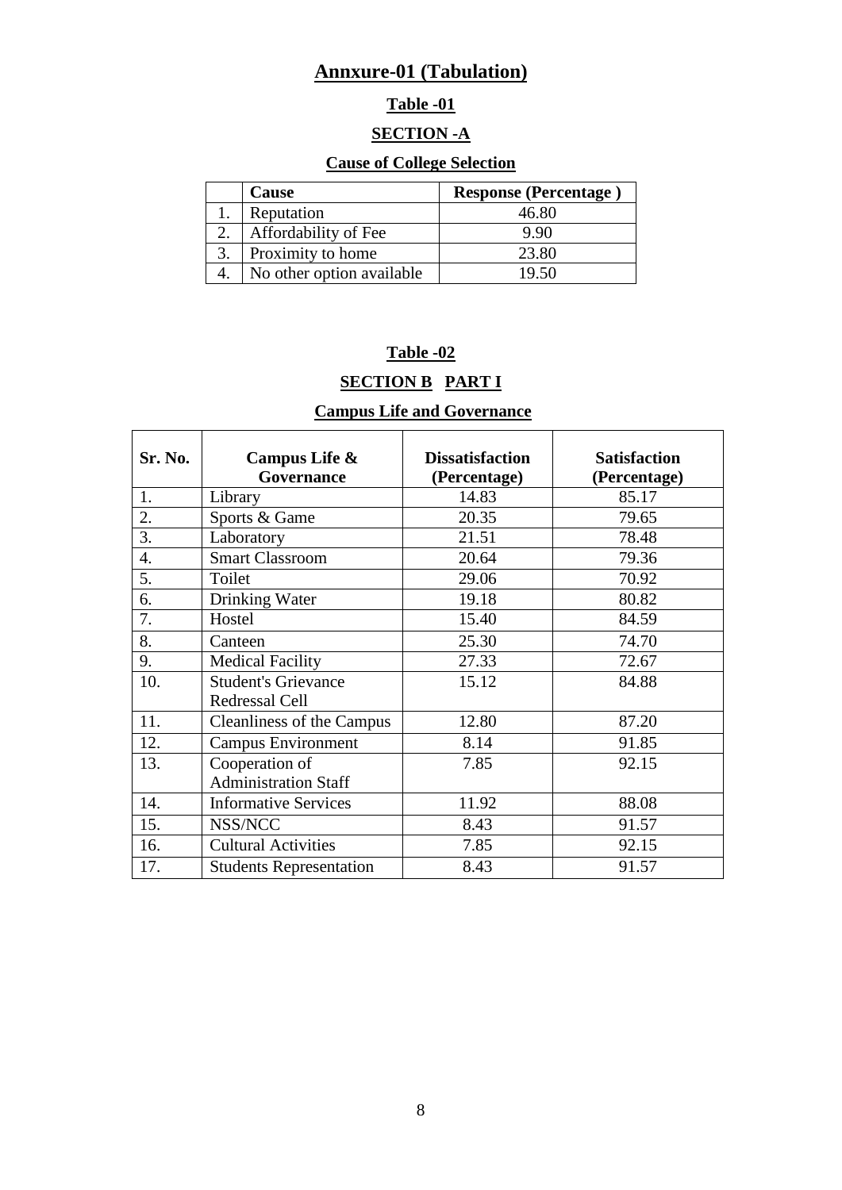# Annxure-01 (Tabulation)

## Table -01

## SECTION -A

### Cause of College Selection

| | Cause | Response (Percentage ) |
|---|---|---|
| 1. | Reputation | 46.80 |
| 2. | Affordability of Fee | 9.90 |
| 3. | Proximity to home | 23.80 |
| 4. | No other option available | 19.50 |

## Table -02

## SECTION B PART I

### Campus Life and Governance

| Sr. No. | Campus Life & Governance | Dissatisfaction (Percentage) | Satisfaction (Percentage) |
|---|---|---|---|
| 1. | Library | 14.83 | 85.17 |
| 2. | Sports & Game | 20.35 | 79.65 |
| 3. | Laboratory | 21.51 | 78.48 |
| 4. | Smart Classroom | 20.64 | 79.36 |
| 5. | Toilet | 29.06 | 70.92 |
| 6. | Drinking Water | 19.18 | 80.82 |
| 7. | Hostel | 15.40 | 84.59 |
| 8. | Canteen | 25.30 | 74.70 |
| 9. | Medical Facility | 27.33 | 72.67 |
| 10. | Student's Grievance Redressal Cell | 15.12 | 84.88 |
| 11. | Cleanliness of the Campus | 12.80 | 87.20 |
| 12. | Campus Environment | 8.14 | 91.85 |
| 13. | Cooperation of Administration Staff | 7.85 | 92.15 |
| 14. | Informative Services | 11.92 | 88.08 |
| 15. | NSS/NCC | 8.43 | 91.57 |
| 16. | Cultural Activities | 7.85 | 92.15 |
| 17. | Students Representation | 8.43 | 91.57 |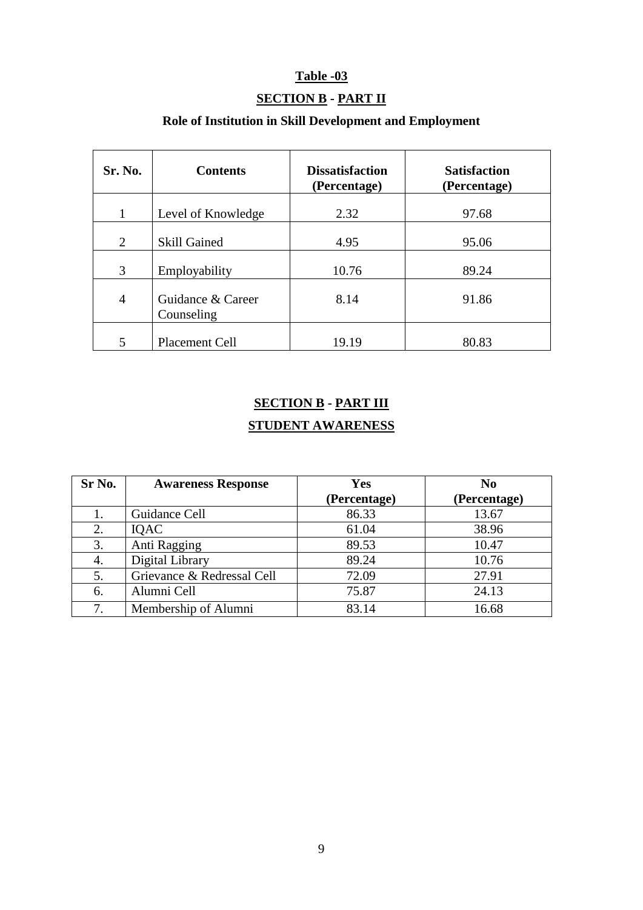**Table -03**

**SECTION B - PART II**

**Role of Institution in Skill Development and Employment**

| Sr. No. | Contents | Dissatisfaction (Percentage) | Satisfaction (Percentage) |
|---|---|---|---|
| 1 | Level of Knowledge | 2.32 | 97.68 |
| 2 | Skill Gained | 4.95 | 95.06 |
| 3 | Employability | 10.76 | 89.24 |
| 4 | Guidance & Career Counseling | 8.14 | 91.86 |
| 5 | Placement Cell | 19.19 | 80.83 |

**SECTION B - PART III**

**STUDENT AWARENESS**

| Sr No. | Awareness Response | Yes (Percentage) | No (Percentage) |
|---|---|---|---|
| 1. | Guidance Cell | 86.33 | 13.67 |
| 2. | IQAC | 61.04 | 38.96 |
| 3. | Anti Ragging | 89.53 | 10.47 |
| 4. | Digital Library | 89.24 | 10.76 |
| 5. | Grievance & Redressal Cell | 72.09 | 27.91 |
| 6. | Alumni Cell | 75.87 | 24.13 |
| 7. | Membership of Alumni | 83.14 | 16.68 |